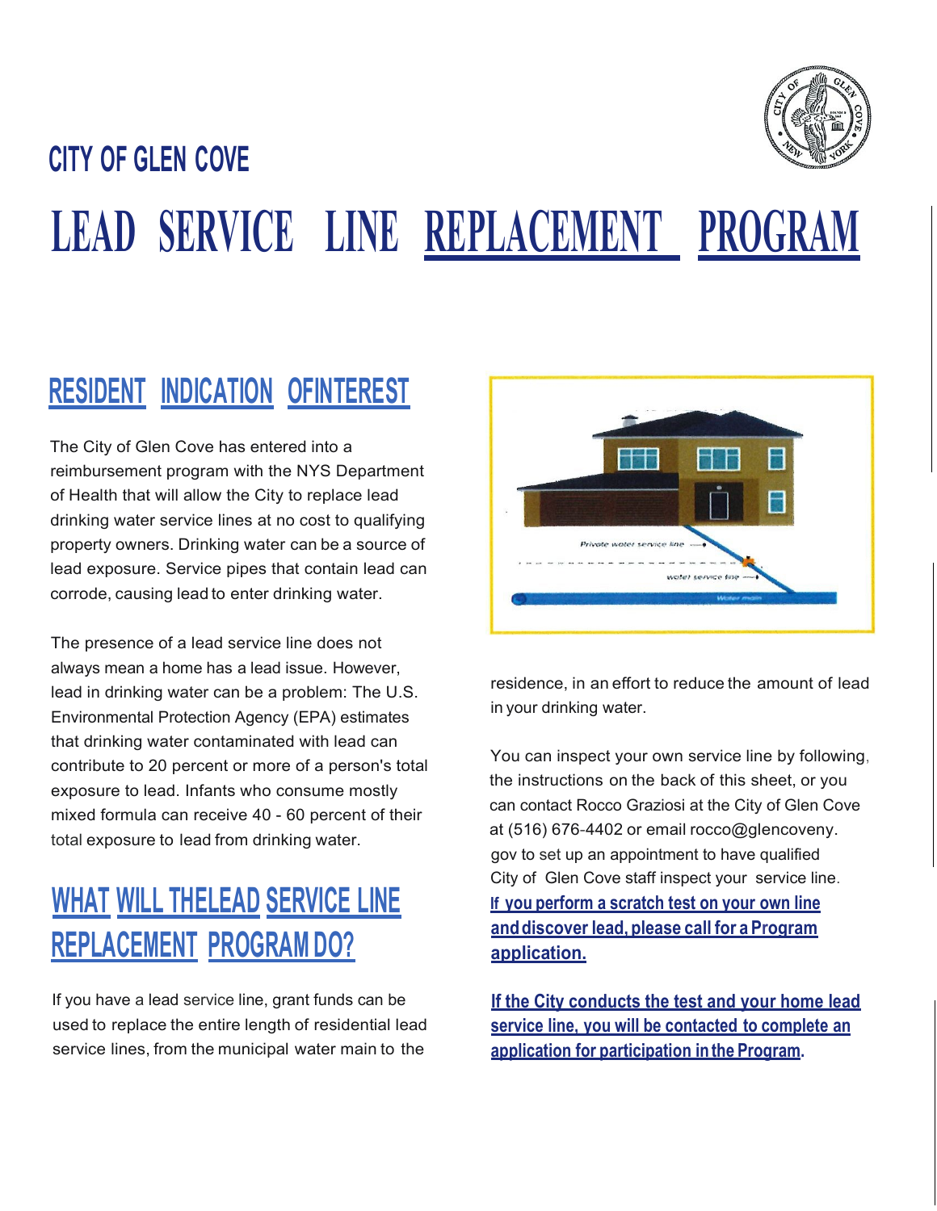## CITY OF GLEN COVE

# LEAD SERVICE LINE REPLACEMENT PROGRAM

## RESIDENT INDICATION OFINTEREST

The City of Glen Cove has entered into a reimbursement program with the NYS Department of Health that will allow the City to replace lead drinking water service lines at no cost to qualifying property owners. Drinking water can be a source of lead exposure. Service pipes that contain lead can corrode, causing lead to enter drinking water.

The presence of a lead service line does not always mean a home has a lead issue. However, lead in drinking water can be a problem: The U.S. Environmental Protection Agency (EPA) estimates that drinking water contaminated with lead can contribute to 20 percent or more of a person's total exposure to lead. Infants who consume mostly mixed formula can receive 40 - 60 percent of their total exposure to lead from drinking water.

## WHAT WILL THELEAD SERVICE LINE REPLACEMENT PROGRAM DO?

If you have a lead service line, grant funds can be used to replace the entire length of residential lead service lines, from the municipal water main to the residence, in an effort to reduce the amount of lead in your drinking water.

You can inspect your own service line by following, the instructions on the back of this sheet, or you can contact Rocco Graziosi at the City of Glen Cove at (516) 676-4402 or email rocco@glencoveny.gov to set up an appointment to have qualified City of Glen Cove staff inspect your service line. **If you perform a scratch test on your own line and discover lead, please call for a Program application.**

**If the City conducts the test and your home lead service line, you will be contacted to complete an application for participation in the Program.**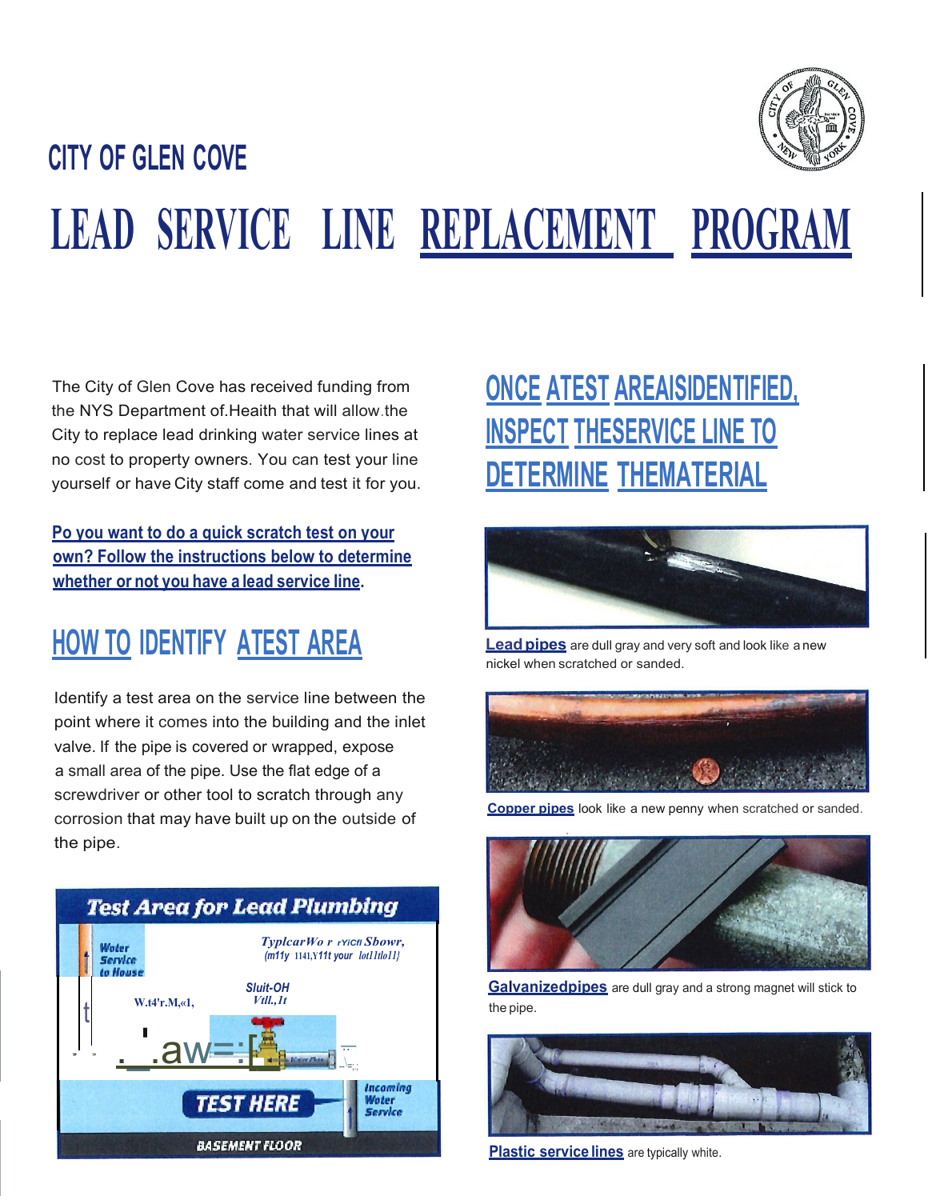## CITY OF GLEN COVE

# LEAD SERVICE LINE REPLACEMENT PROGRAM

The City of Glen Cove has received funding from the NYS Department of.Heaith that will allow.the City to replace lead drinking water service lines at no cost to property owners. You can test your line yourself or have City staff come and test it for you.

**Po you want to do a quick scratch test on your own? Follow the instructions below to determine whether or not you have a lead service line.**

## HOW TO IDENTIFY ATEST AREA

Identify a test area on the service line between the point where it comes into the building and the inlet valve. If the pipe is covered or wrapped, expose a small area of the pipe. Use the flat edge of a screwdriver or other tool to scratch through any corrosion that may have built up on the outside of the pipe.

**Test Area for Lead Plumbing**

Water Service to House

TEST HERE

Incoming Water Service

BASEMENT FLOOR

## ONCE ATEST AREAISIDENTIFIED, INSPECT THESERVICE LINE TO DETERMINE THEMATERIAL

**Lead pipes** are dull gray and very soft and look like a new nickel when scratched or sanded.

**Copper pipes** look like a new penny when scratched or sanded.

**Galvanizedpipes** are dull gray and a strong magnet will stick to the pipe.

**Plastic service lines** are typically white.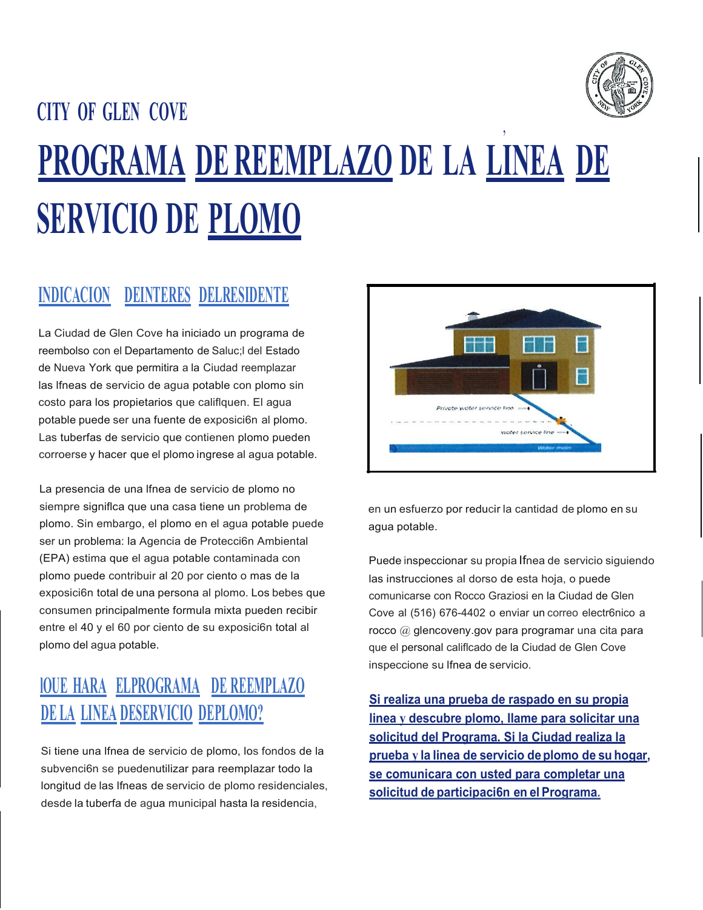CITY OF GLEN COVE

# PROGRAMA DE REEMPLAZO DE LA LINEA DE SERVICIO DE PLOMO

## INDICACION DE INTERES DEL RESIDENTE

La Ciudad de Glen Cove ha iniciado un programa de reembolso con el Departamento de Saluc;l del Estado de Nueva York que permitira a la Ciudad reemplazar las lfneas de servicio de agua potable con plomo sin costo para los propietarios que califlquen. El agua potable puede ser una fuente de exposici6n al plomo. Las tuberfas de servicio que contienen plomo pueden corroerse y hacer que el plomo ingrese al agua potable.

La presencia de una lfnea de servicio de plomo no siempre signiflca que una casa tiene un problema de plomo. Sin embargo, el plomo en el agua potable puede ser un problema: la Agencia de Protecci6n Ambiental (EPA) estima que el agua potable contaminada con plomo puede contribuir al 20 por ciento o mas de la exposici6n total de una persona al plomo. Los bebes que consumen principalmente formula mixta pueden recibir entre el 40 y el 60 por ciento de su exposici6n total al plomo del agua potable.

## lQUE HARA EL PROGRAMA DE REEMPLAZO DE LA LINEA DE SERVICIO DE PLOMO?

Si tiene una lfnea de servicio de plomo, los fondos de la subvenci6n se puedenutilizar para reemplazar todo la longitud de las lfneas de servicio de plomo residenciales, desde la tuberfa de agua municipal hasta la residencia, en un esfuerzo por reducir la cantidad de plomo en su agua potable.

Puede inspeccionar su propia lfnea de servicio siguiendo las instrucciones al dorso de esta hoja, o puede comunicarse con Rocco Graziosi en la Ciudad de Glen Cove al (516) 676-4402 o enviar un correo electr6nico a rocco @ glencoveny.gov para programar una cita para que el personal califlcado de la Ciudad de Glen Cove inspeccione su lfnea de servicio.

**Si realiza una prueba de raspado en su propia linea y descubre plomo, llame para solicitar una solicitud del Programa. Si la Ciudad realiza la prueba y la linea de servicio de plomo de su hogar, se comunicara con usted para completar una solicitud de participaci6n en el Programa.**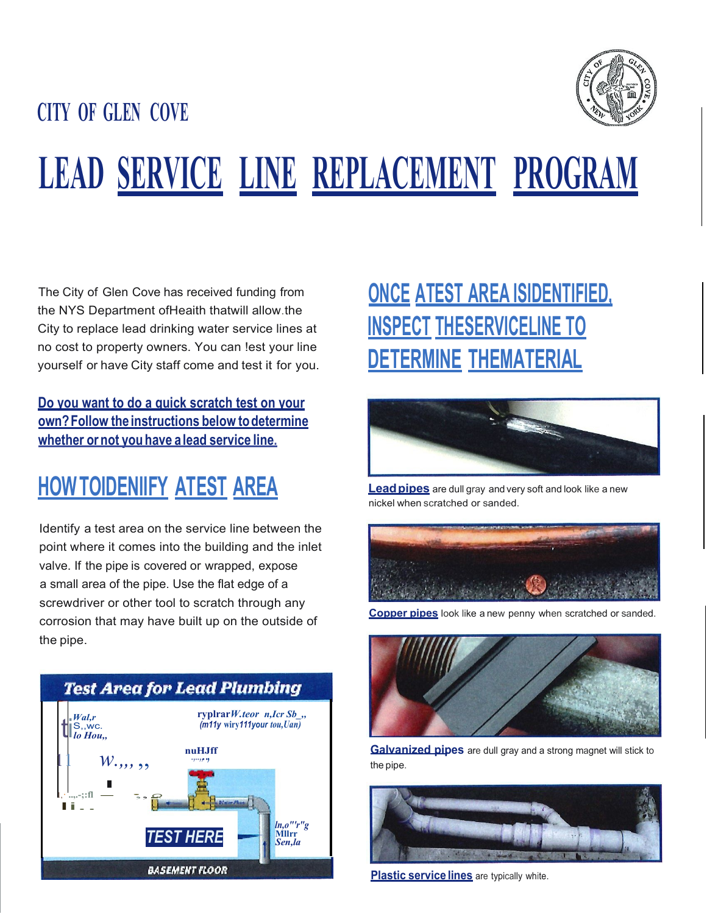CITY OF GLEN COVE

# LEAD SERVICE LINE REPLACEMENT PROGRAM

The City of Glen Cove has received funding from the NYS Department ofHeaith thatwill allow.the City to replace lead drinking water service lines at no cost to property owners. You can !est your line yourself or have City staff come and test it for you.

**Do you want to do a quick scratch test on your own? Follow the instructions below to determine whether or not you have a lead service line.**

## HOW TO IDENIIFY A TEST AREA

Identify a test area on the service line between the point where it comes into the building and the inlet valve. If the pipe is covered or wrapped, expose a small area of the pipe. Use the flat edge of a screwdriver or other tool to scratch through any corrosion that may have built up on the outside of the pipe.

Test Area for Lead Plumbing

TEST HERE

BASEMENT FLOOR

## ONCE A TEST AREA IS IDENTIFIED, INSPECT THE SERVICE LINE TO DETERMINE THE MATERIAL

**Lead pipes** are dull gray and very soft and look like a new nickel when scratched or sanded.

**Copper pipes** look like a new penny when scratched or sanded.

**Galvanized pipes** are dull gray and a strong magnet will stick to the pipe.

**Plastic service lines** are typically white.